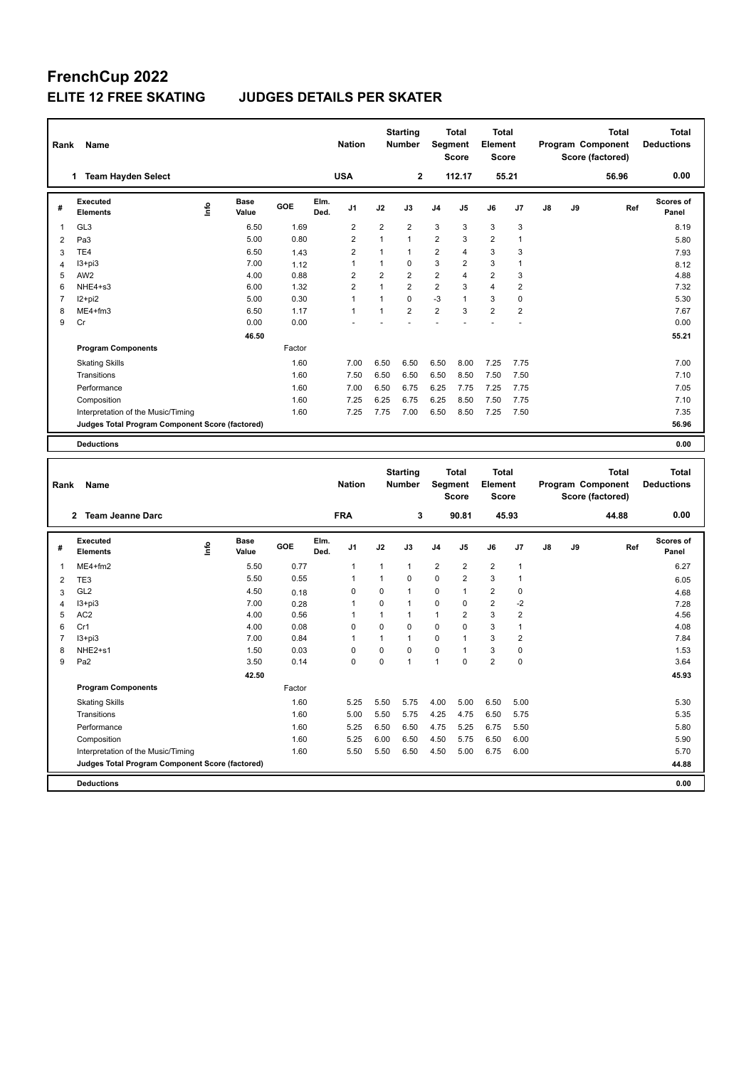# FrenchCup 2022

## ELITE 12 FREE SKATING JUDGES DETAILS PER SKATER

| Rank | Name | Nation | Starting Number | Total Segment Score | Total Element Score | Total Program Component Score (factored) | Total Deductions |
|---|---|---|---|---|---|---|---|
| 1 | Team Hayden Select | USA | 2 | 112.17 | 55.21 | 56.96 | 0.00 |

| # | Executed Elements | Info | Base Value | GOE | Elm. Ded. | J1 | J2 | J3 | J4 | J5 | J6 | J7 | J8 | J9 | Ref | Scores of Panel |
|---|---|---|---|---|---|---|---|---|---|---|---|---|---|---|---|---|
| 1 | GL3 | | 6.50 | 1.69 | | 2 | 2 | 2 | 3 | 3 | 3 | 3 | | | | 8.19 |
| 2 | Pa3 | | 5.00 | 0.80 | | 2 | 1 | 1 | 2 | 3 | 2 | 1 | | | | 5.80 |
| 3 | TE4 | | 6.50 | 1.43 | | 2 | 1 | 1 | 2 | 4 | 3 | 3 | | | | 7.93 |
| 4 | I3+pi3 | | 7.00 | 1.12 | | 1 | 1 | 0 | 3 | 2 | 3 | 1 | | | | 8.12 |
| 5 | AW2 | | 4.00 | 0.88 | | 2 | 2 | 2 | 2 | 4 | 2 | 3 | | | | 4.88 |
| 6 | NHE4+s3 | | 6.00 | 1.32 | | 2 | 1 | 2 | 2 | 3 | 4 | 2 | | | | 7.32 |
| 7 | I2+pi2 | | 5.00 | 0.30 | | 1 | 1 | 0 | -3 | 1 | 3 | 0 | | | | 5.30 |
| 8 | ME4+fm3 | | 6.50 | 1.17 | | 1 | 1 | 2 | 2 | 3 | 2 | 2 | | | | 7.67 |
| 9 | Cr | | 0.00 | 0.00 | | - | - | - | - | - | - | - | | | | 0.00 |
| | | | 46.50 | | | | | | | | | | | | | 55.21 |
| | **Program Components** | | | Factor | | | | | | | | | | | | |
| | Skating Skills | | | 1.60 | | 7.00 | 6.50 | 6.50 | 6.50 | 8.00 | 7.25 | 7.75 | | | | 7.00 |
| | Transitions | | | 1.60 | | 7.50 | 6.50 | 6.50 | 6.50 | 8.50 | 7.50 | 7.50 | | | | 7.10 |
| | Performance | | | 1.60 | | 7.00 | 6.50 | 6.75 | 6.25 | 7.75 | 7.25 | 7.75 | | | | 7.05 |
| | Composition | | | 1.60 | | 7.25 | 6.25 | 6.75 | 6.25 | 8.50 | 7.50 | 7.75 | | | | 7.10 |
| | Interpretation of the Music/Timing | | | 1.60 | | 7.25 | 7.75 | 7.00 | 6.50 | 8.50 | 7.25 | 7.50 | | | | 7.35 |
| | **Judges Total Program Component Score (factored)** | | | | | | | | | | | | | | | 56.96 |
| | **Deductions** | | | | | | | | | | | | | | | 0.00 |

| Rank | Name | Nation | Starting Number | Total Segment Score | Total Element Score | Total Program Component Score (factored) | Total Deductions |
|---|---|---|---|---|---|---|---|
| 2 | Team Jeanne Darc | FRA | 3 | 90.81 | 45.93 | 44.88 | 0.00 |

| # | Executed Elements | Info | Base Value | GOE | Elm. Ded. | J1 | J2 | J3 | J4 | J5 | J6 | J7 | J8 | J9 | Ref | Scores of Panel |
|---|---|---|---|---|---|---|---|---|---|---|---|---|---|---|---|---|
| 1 | ME4+fm2 | | 5.50 | 0.77 | | 1 | 1 | 1 | 2 | 2 | 2 | 1 | | | | 6.27 |
| 2 | TE3 | | 5.50 | 0.55 | | 1 | 1 | 0 | 0 | 2 | 3 | 1 | | | | 6.05 |
| 3 | GL2 | | 4.50 | 0.18 | | 0 | 0 | 1 | 0 | 1 | 2 | 0 | | | | 4.68 |
| 4 | I3+pi3 | | 7.00 | 0.28 | | 1 | 0 | 1 | 0 | 0 | 2 | -2 | | | | 7.28 |
| 5 | AC2 | | 4.00 | 0.56 | | 1 | 1 | 1 | 1 | 2 | 3 | 2 | | | | 4.56 |
| 6 | Cr1 | | 4.00 | 0.08 | | 0 | 0 | 0 | 0 | 0 | 3 | 1 | | | | 4.08 |
| 7 | I3+pi3 | | 7.00 | 0.84 | | 1 | 1 | 1 | 0 | 1 | 3 | 2 | | | | 7.84 |
| 8 | NHE2+s1 | | 1.50 | 0.03 | | 0 | 0 | 0 | 0 | 1 | 3 | 0 | | | | 1.53 |
| 9 | Pa2 | | 3.50 | 0.14 | | 0 | 0 | 1 | 1 | 0 | 2 | 0 | | | | 3.64 |
| | | | 42.50 | | | | | | | | | | | | | 45.93 |
| | **Program Components** | | | Factor | | | | | | | | | | | | |
| | Skating Skills | | | 1.60 | | 5.25 | 5.50 | 5.75 | 4.00 | 5.00 | 6.50 | 5.00 | | | | 5.30 |
| | Transitions | | | 1.60 | | 5.00 | 5.50 | 5.75 | 4.25 | 4.75 | 6.50 | 5.75 | | | | 5.35 |
| | Performance | | | 1.60 | | 5.25 | 6.50 | 6.50 | 4.75 | 5.25 | 6.75 | 5.50 | | | | 5.80 |
| | Composition | | | 1.60 | | 5.25 | 6.00 | 6.50 | 4.50 | 5.75 | 6.50 | 6.00 | | | | 5.90 |
| | Interpretation of the Music/Timing | | | 1.60 | | 5.50 | 5.50 | 6.50 | 4.50 | 5.00 | 6.75 | 6.00 | | | | 5.70 |
| | **Judges Total Program Component Score (factored)** | | | | | | | | | | | | | | | 44.88 |
| | **Deductions** | | | | | | | | | | | | | | | 0.00 |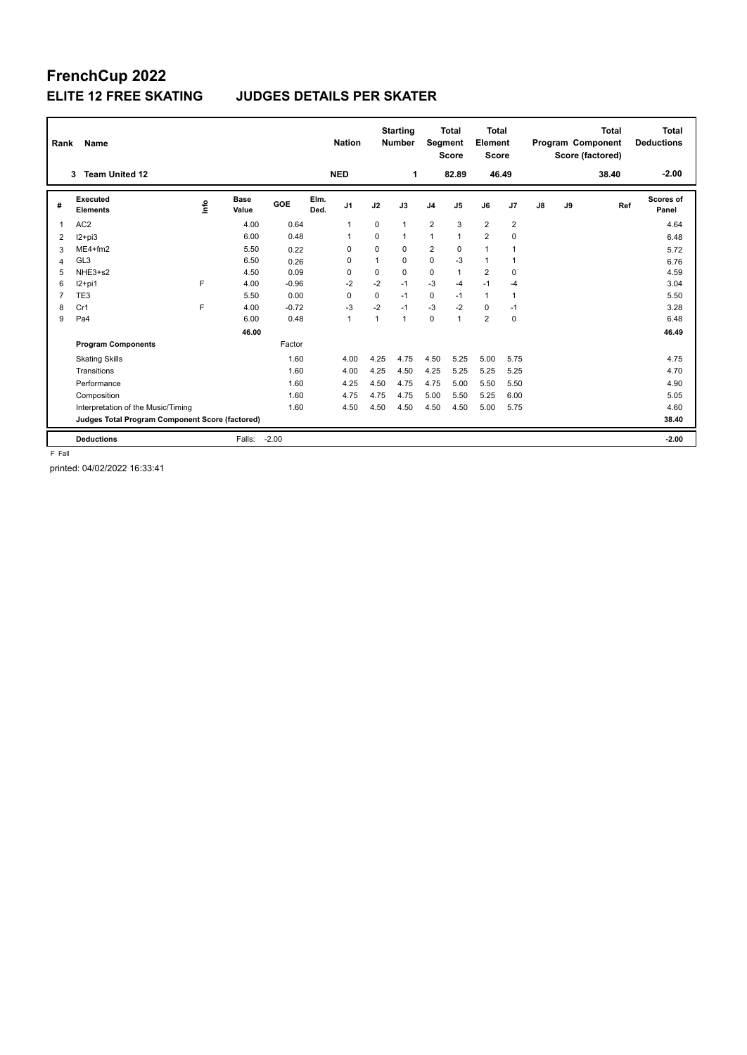# FrenchCup 2022

## ELITE 12 FREE SKATING JUDGES DETAILS PER SKATER

| Rank | Name | Nation | Starting Number | Total Segment Score | Total Element Score | Total Program Component Score (factored) | Total Deductions |
|---|---|---|---|---|---|---|---|
| 3 | Team United 12 | NED | 1 | 82.89 | 46.49 | 38.40 | -2.00 |

| # | Executed Elements | Info | Base Value | GOE | Elm. Ded. | J1 | J2 | J3 | J4 | J5 | J6 | J7 | J8 | J9 | Ref | Scores of Panel |
|---|---|---|---|---|---|---|---|---|---|---|---|---|---|---|---|---|
| 1 | AC2 | | 4.00 | 0.64 | | 1 | 0 | 1 | 2 | 3 | 2 | 2 | | | | 4.64 |
| 2 | I2+pi3 | | 6.00 | 0.48 | | 1 | 0 | 1 | 1 | 1 | 2 | 0 | | | | 6.48 |
| 3 | ME4+fm2 | | 5.50 | 0.22 | | 0 | 0 | 0 | 2 | 0 | 1 | 1 | | | | 5.72 |
| 4 | GL3 | | 6.50 | 0.26 | | 0 | 1 | 0 | 0 | -3 | 1 | 1 | | | | 6.76 |
| 5 | NHE3+s2 | | 4.50 | 0.09 | | 0 | 0 | 0 | 0 | 1 | 2 | 0 | | | | 4.59 |
| 6 | I2+pi1 | F | 4.00 | -0.96 | | -2 | -2 | -1 | -3 | -4 | -1 | -4 | | | | 3.04 |
| 7 | TE3 | | 5.50 | 0.00 | | 0 | 0 | -1 | 0 | -1 | 1 | 1 | | | | 5.50 |
| 8 | Cr1 | F | 4.00 | -0.72 | | -3 | -2 | -1 | -3 | -2 | 0 | -1 | | | | 3.28 |
| 9 | Pa4 | | 6.00 | 0.48 | | 1 | 1 | 1 | 0 | 1 | 2 | 0 | | | | 6.48 |
| | | | 46.00 | | | | | | | | | | | | | 46.49 |
| | **Program Components** | | | Factor | | | | | | | | | | | | |
| | Skating Skills | | | 1.60 | | 4.00 | 4.25 | 4.75 | 4.50 | 5.25 | 5.00 | 5.75 | | | | 4.75 |
| | Transitions | | | 1.60 | | 4.00 | 4.25 | 4.50 | 4.25 | 5.25 | 5.25 | 5.25 | | | | 4.70 |
| | Performance | | | 1.60 | | 4.25 | 4.50 | 4.75 | 4.75 | 5.00 | 5.50 | 5.50 | | | | 4.90 |
| | Composition | | | 1.60 | | 4.75 | 4.75 | 4.75 | 5.00 | 5.50 | 5.25 | 6.00 | | | | 5.05 |
| | Interpretation of the Music/Timing | | | 1.60 | | 4.50 | 4.50 | 4.50 | 4.50 | 4.50 | 5.00 | 5.75 | | | | 4.60 |
| | **Judges Total Program Component Score (factored)** | | | | | | | | | | | | | | | 38.40 |
| | **Deductions** | | Falls: | -2.00 | | | | | | | | | | | | -2.00 |

F Fall

printed: 04/02/2022 16:33:41